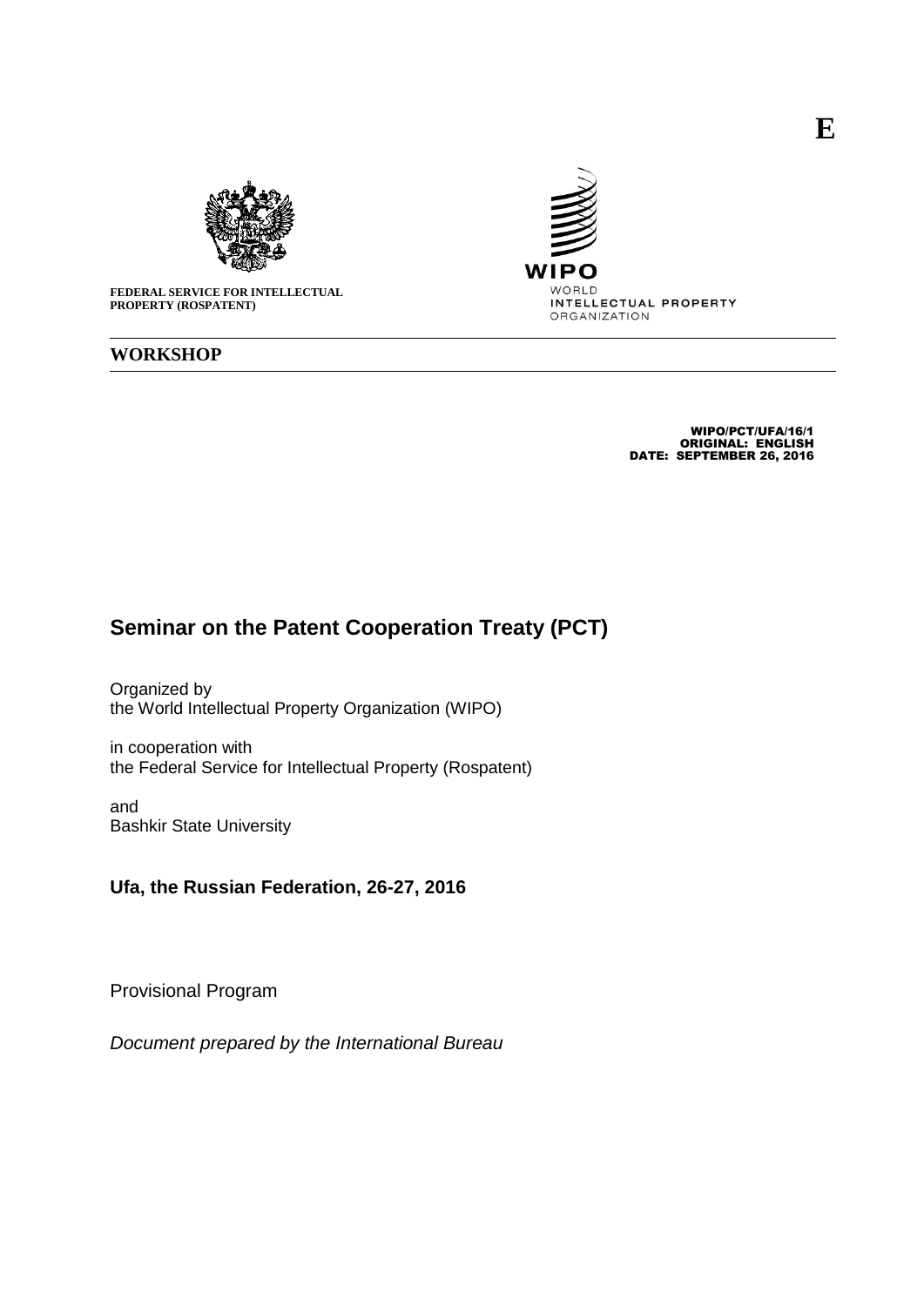E

**FEDERAL SERVICE FOR INTELLECTUAL PROPERTY (ROSPATENT)**

WIPO
WORLD
INTELLECTUAL PROPERTY
ORGANIZATION

**WORKSHOP**

WIPO/PCT/UFA/16/1
ORIGINAL: ENGLISH
DATE: SEPTEMBER 26, 2016

# Seminar on the Patent Cooperation Treaty (PCT)

Organized by
the World Intellectual Property Organization (WIPO)

in cooperation with
the Federal Service for Intellectual Property (Rospatent)

and
Bashkir State University

**Ufa, the Russian Federation, 26-27, 2016**

Provisional Program

*Document prepared by the International Bureau*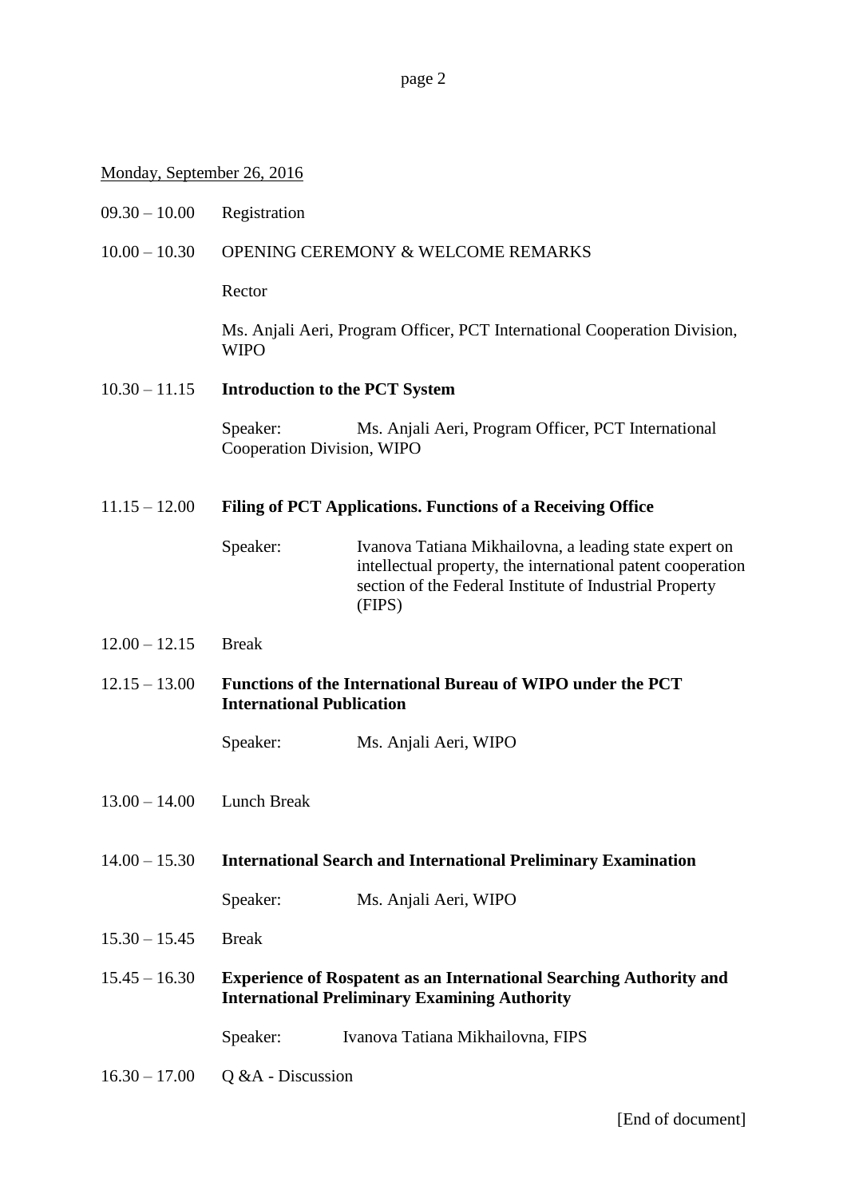Monday, September 26, 2016

09.30 – 10.00 Registration

10.00 – 10.30 OPENING CEREMONY & WELCOME REMARKS

Rector

Ms. Anjali Aeri, Program Officer, PCT International Cooperation Division, WIPO

10.30 – 11.15 **Introduction to the PCT System**

Speaker: Ms. Anjali Aeri, Program Officer, PCT International Cooperation Division, WIPO

11.15 – 12.00 **Filing of PCT Applications. Functions of a Receiving Office**

Speaker: Ivanova Tatiana Mikhailovna, a leading state expert on intellectual property, the international patent cooperation section of the Federal Institute of Industrial Property (FIPS)

12.00 – 12.15 Break

12.15 – 13.00 **Functions of the International Bureau of WIPO under the PCT International Publication**

Speaker: Ms. Anjali Aeri, WIPO

13.00 – 14.00 Lunch Break

14.00 – 15.30 **International Search and International Preliminary Examination**

Speaker: Ms. Anjali Aeri, WIPO

15.30 – 15.45 Break

15.45 – 16.30 **Experience of Rospatent as an International Searching Authority and International Preliminary Examining Authority**

Speaker: Ivanova Tatiana Mikhailovna, FIPS

16.30 – 17.00 Q &A - Discussion

[End of document]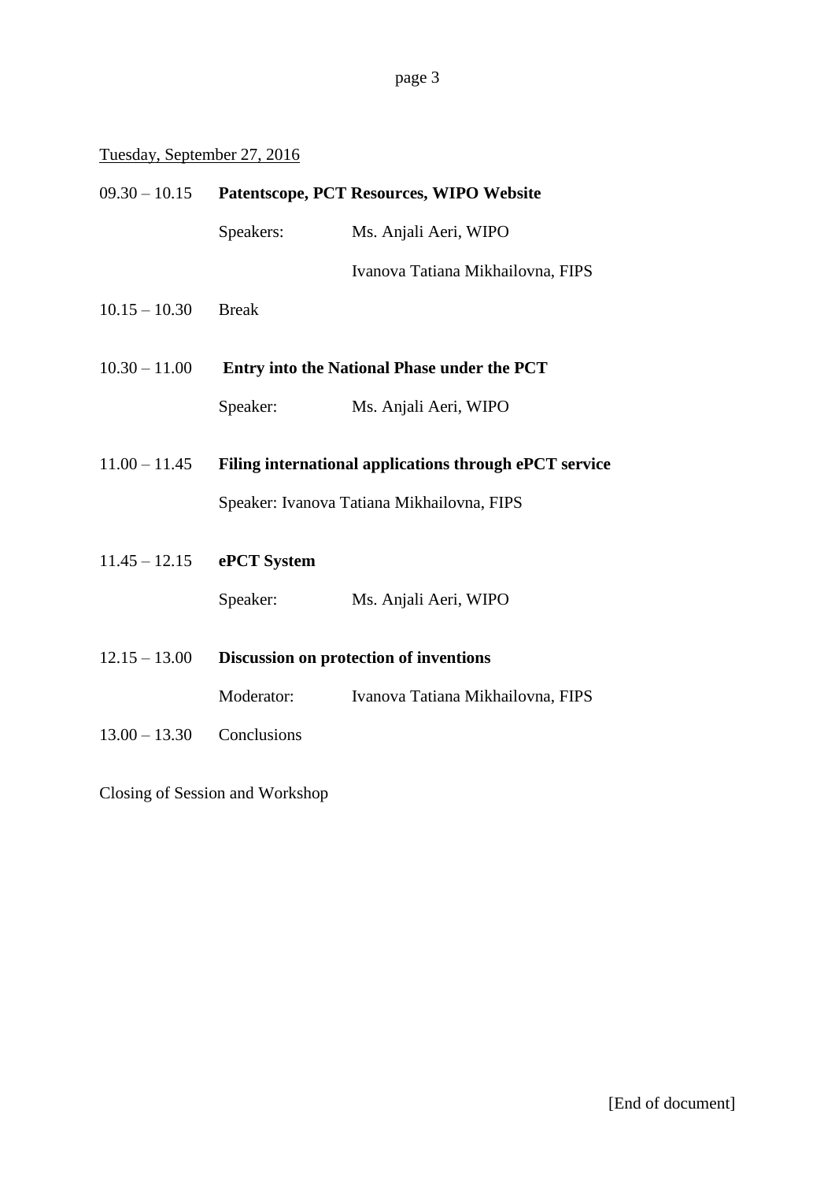Tuesday, September 27, 2016

| | | | |
|---|---|---|---|
| 09.30 – 10.15 | **Patentscope, PCT Resources, WIPO Website** | | |
| | Speakers: | Ms. Anjali Aeri, WIPO | |
| | | Ivanova Tatiana Mikhailovna, FIPS | |
| 10.15 – 10.30 | Break | | |
| 10.30 – 11.00 | **Entry into the National Phase under the PCT** | | |
| | Speaker: | Ms. Anjali Aeri, WIPO | |
| 11.00 – 11.45 | **Filing international applications through ePCT service** | | |
| | Speaker: Ivanova Tatiana Mikhailovna, FIPS | | |
| 11.45 – 12.15 | **ePCT System** | | |
| | Speaker: | Ms. Anjali Aeri, WIPO | |
| 12.15 – 13.00 | **Discussion on protection of inventions** | | |
| | Moderator: | Ivanova Tatiana Mikhailovna, FIPS | |
| 13.00 – 13.30 | Conclusions | | |

Closing of Session and Workshop

[End of document]